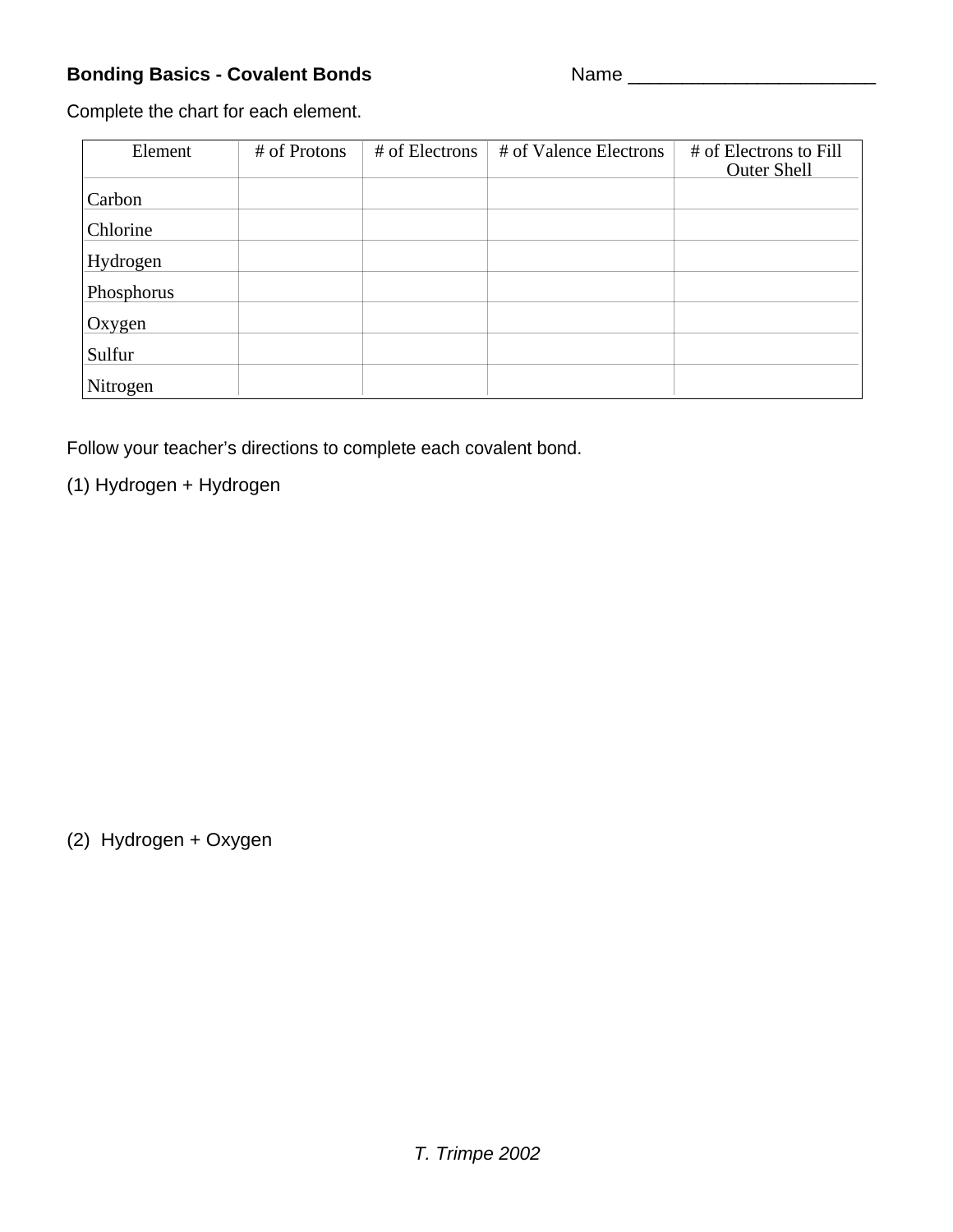**Bonding Basics - Covalent Bonds** Name ________________________

Complete the chart for each element.

| Element | # of Protons | # of Electrons | # of Valence Electrons | # of Electrons to Fill Outer Shell |
|---|---|---|---|---|
| Carbon | | | | |
| Chlorine | | | | |
| Hydrogen | | | | |
| Phosphorus | | | | |
| Oxygen | | | | |
| Sulfur | | | | |
| Nitrogen | | | | |

Follow your teacher's directions to complete each covalent bond.

(1) Hydrogen + Hydrogen

(2) Hydrogen + Oxygen

*T. Trimpe 2002*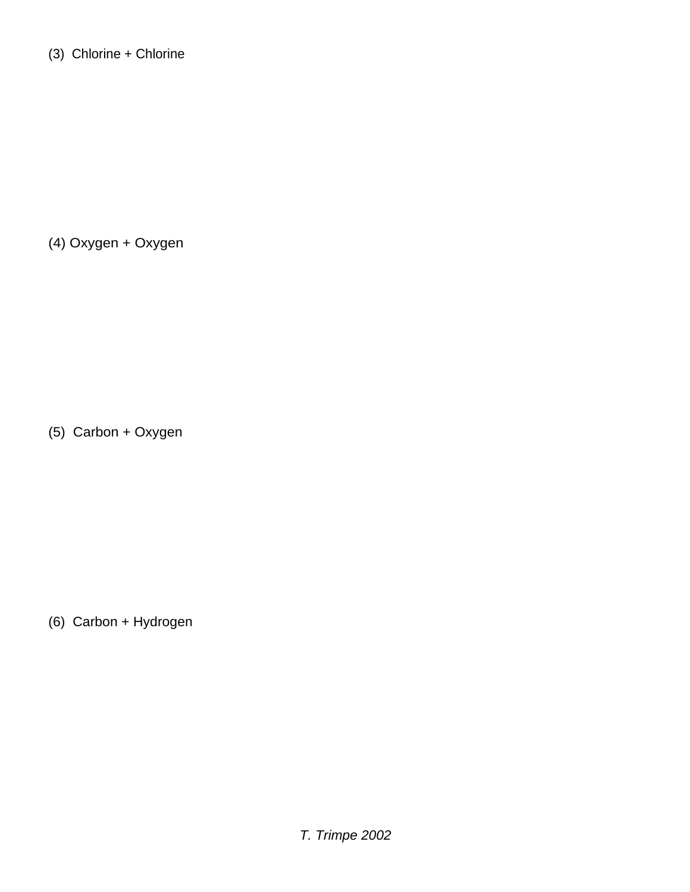(3)  Chlorine + Chlorine

(4) Oxygen + Oxygen

(5)  Carbon + Oxygen

(6)  Carbon + Hydrogen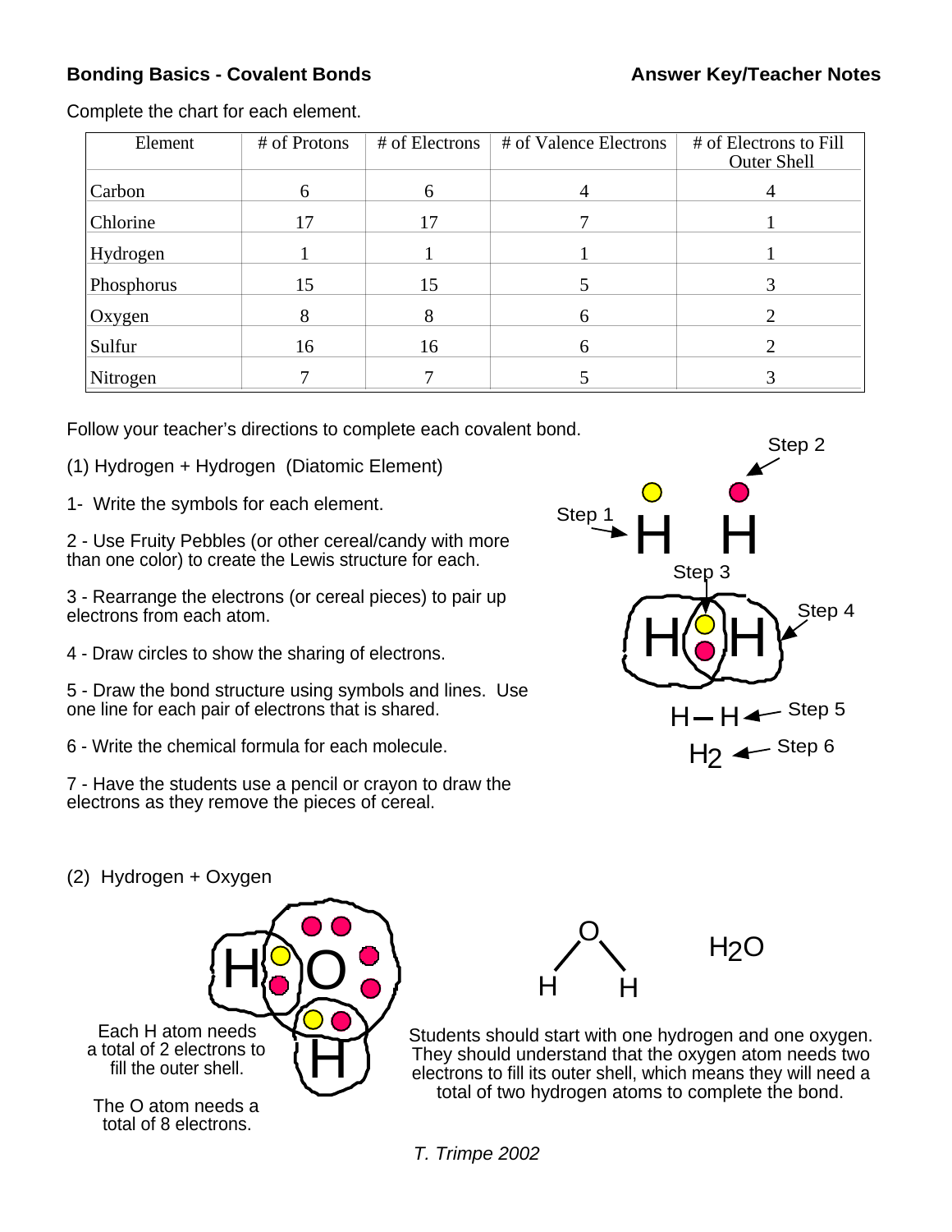**Bonding Basics - Covalent Bonds** **Answer Key/Teacher Notes**

Complete the chart for each element.

| Element | # of Protons | # of Electrons | # of Valence Electrons | # of Electrons to Fill Outer Shell |
|---|---|---|---|---|
| Carbon | 6 | 6 | 4 | 4 |
| Chlorine | 17 | 17 | 7 | 1 |
| Hydrogen | 1 | 1 | 1 | 1 |
| Phosphorus | 15 | 15 | 5 | 3 |
| Oxygen | 8 | 8 | 6 | 2 |
| Sulfur | 16 | 16 | 6 | 2 |
| Nitrogen | 7 | 7 | 5 | 3 |

Follow your teacher's directions to complete each covalent bond.

(1) Hydrogen + Hydrogen (Diatomic Element)

1- Write the symbols for each element.

2 - Use Fruity Pebbles (or other cereal/candy with more than one color) to create the Lewis structure for each.

3 - Rearrange the electrons (or cereal pieces) to pair up electrons from each atom.

4 - Draw circles to show the sharing of electrons.

5 - Draw the bond structure using symbols and lines. Use one line for each pair of electrons that is shared.

6 - Write the chemical formula for each molecule.

7 - Have the students use a pencil or crayon to draw the electrons as they remove the pieces of cereal.

Step 1: H H

Step 2

Step 3

Step 4

Step 5: H – H

Step 6: $H_2$

(2) Hydrogen + Oxygen

Each H atom needs a total of 2 electrons to fill the outer shell.

The O atom needs a total of 8 electrons.

H – O – H

$H_2O$

Students should start with one hydrogen and one oxygen. They should understand that the oxygen atom needs two electrons to fill its outer shell, which means they will need a total of two hydrogen atoms to complete the bond.

*T. Trimpe 2002*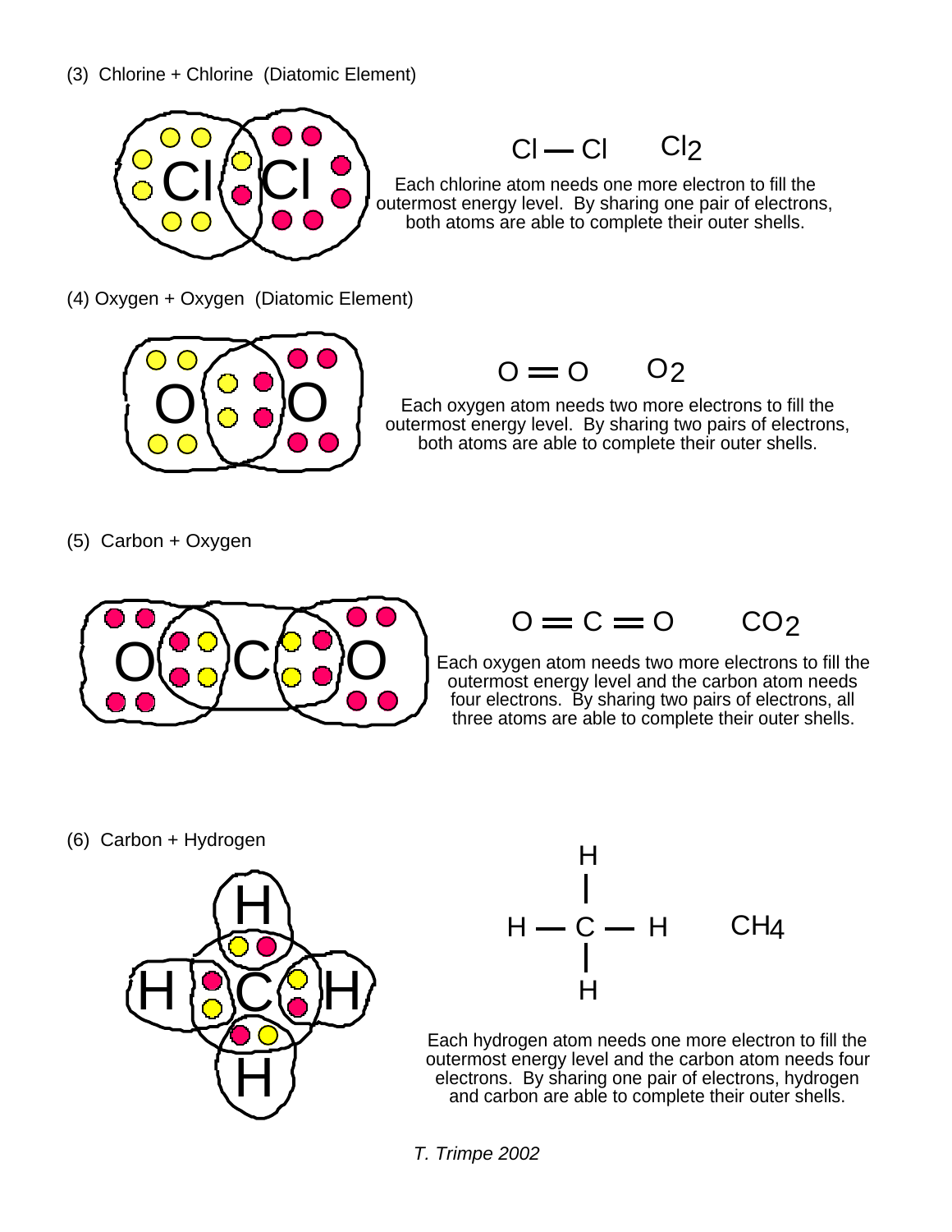(3) Chlorine + Chlorine (Diatomic Element)

Cl — Cl $Cl_2$

Each chlorine atom needs one more electron to fill the outermost energy level. By sharing one pair of electrons, both atoms are able to complete their outer shells.

(4) Oxygen + Oxygen (Diatomic Element)

O ═ O $O_2$

Each oxygen atom needs two more electrons to fill the outermost energy level. By sharing two pairs of electrons, both atoms are able to complete their outer shells.

(5) Carbon + Oxygen

O ═ C ═ O $CO_2$

Each oxygen atom needs two more electrons to fill the outermost energy level and the carbon atom needs four electrons. By sharing two pairs of electrons, all three atoms are able to complete their outer shells.

(6) Carbon + Hydrogen

```
    H
    |
H — C — H
    |
    H
```

$CH_4$

Each hydrogen atom needs one more electron to fill the outermost energy level and the carbon atom needs four electrons. By sharing one pair of electrons, hydrogen and carbon are able to complete their outer shells.

*T. Trimpe 2002*